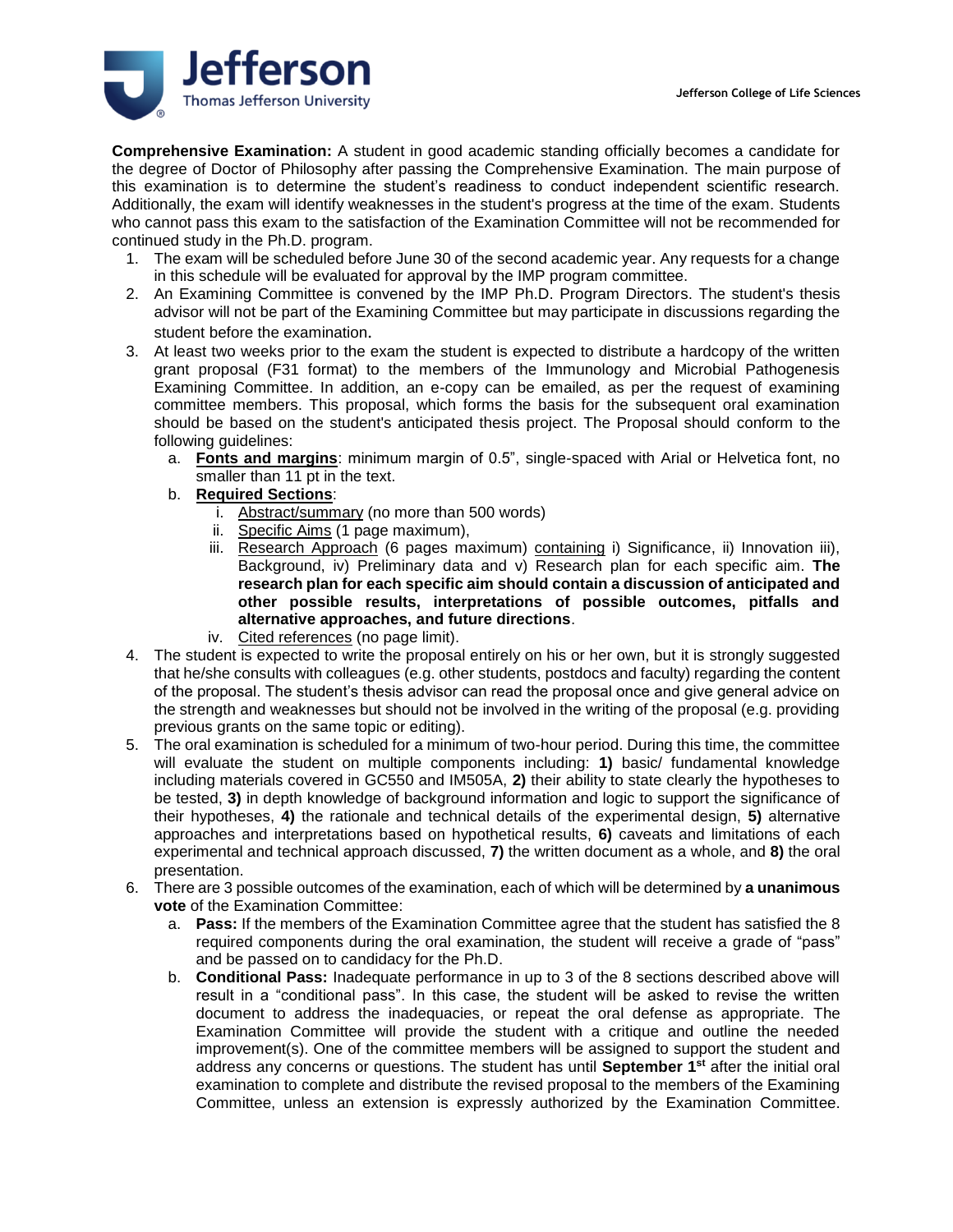**Comprehensive Examination:** A student in good academic standing officially becomes a candidate for the degree of Doctor of Philosophy after passing the Comprehensive Examination. The main purpose of this examination is to determine the student's readiness to conduct independent scientific research. Additionally, the exam will identify weaknesses in the student's progress at the time of the exam. Students who cannot pass this exam to the satisfaction of the Examination Committee will not be recommended for continued study in the Ph.D. program.

1. The exam will be scheduled before June 30 of the second academic year. Any requests for a change in this schedule will be evaluated for approval by the IMP program committee.
2. An Examining Committee is convened by the IMP Ph.D. Program Directors. The student's thesis advisor will not be part of the Examining Committee but may participate in discussions regarding the student before the examination.
3. At least two weeks prior to the exam the student is expected to distribute a hardcopy of the written grant proposal (F31 format) to the members of the Immunology and Microbial Pathogenesis Examining Committee. In addition, an e-copy can be emailed, as per the request of examining committee members. This proposal, which forms the basis for the subsequent oral examination should be based on the student's anticipated thesis project. The Proposal should conform to the following guidelines:
   a. **Fonts and margins**: minimum margin of 0.5", single-spaced with Arial or Helvetica font, no smaller than 11 pt in the text.
   b. **Required Sections**:
      i. Abstract/summary (no more than 500 words)
      ii. Specific Aims (1 page maximum),
      iii. Research Approach (6 pages maximum) containing i) Significance, ii) Innovation iii), Background, iv) Preliminary data and v) Research plan for each specific aim. **The research plan for each specific aim should contain a discussion of anticipated and other possible results, interpretations of possible outcomes, pitfalls and alternative approaches, and future directions**.
      iv. Cited references (no page limit).
4. The student is expected to write the proposal entirely on his or her own, but it is strongly suggested that he/she consults with colleagues (e.g. other students, postdocs and faculty) regarding the content of the proposal. The student's thesis advisor can read the proposal once and give general advice on the strength and weaknesses but should not be involved in the writing of the proposal (e.g. providing previous grants on the same topic or editing).
5. The oral examination is scheduled for a minimum of two-hour period. During this time, the committee will evaluate the student on multiple components including: **1)** basic/ fundamental knowledge including materials covered in GC550 and IM505A, **2)** their ability to state clearly the hypotheses to be tested, **3)** in depth knowledge of background information and logic to support the significance of their hypotheses, **4)** the rationale and technical details of the experimental design, **5)** alternative approaches and interpretations based on hypothetical results, **6)** caveats and limitations of each experimental and technical approach discussed, **7)** the written document as a whole, and **8)** the oral presentation.
6. There are 3 possible outcomes of the examination, each of which will be determined by **a unanimous vote** of the Examination Committee:
   a. **Pass:** If the members of the Examination Committee agree that the student has satisfied the 8 required components during the oral examination, the student will receive a grade of "pass" and be passed on to candidacy for the Ph.D.
   b. **Conditional Pass:** Inadequate performance in up to 3 of the 8 sections described above will result in a "conditional pass". In this case, the student will be asked to revise the written document to address the inadequacies, or repeat the oral defense as appropriate. The Examination Committee will provide the student with a critique and outline the needed improvement(s). One of the committee members will be assigned to support the student and address any concerns or questions. The student has until **September 1st** after the initial oral examination to complete and distribute the revised proposal to the members of the Examining Committee, unless an extension is expressly authorized by the Examination Committee.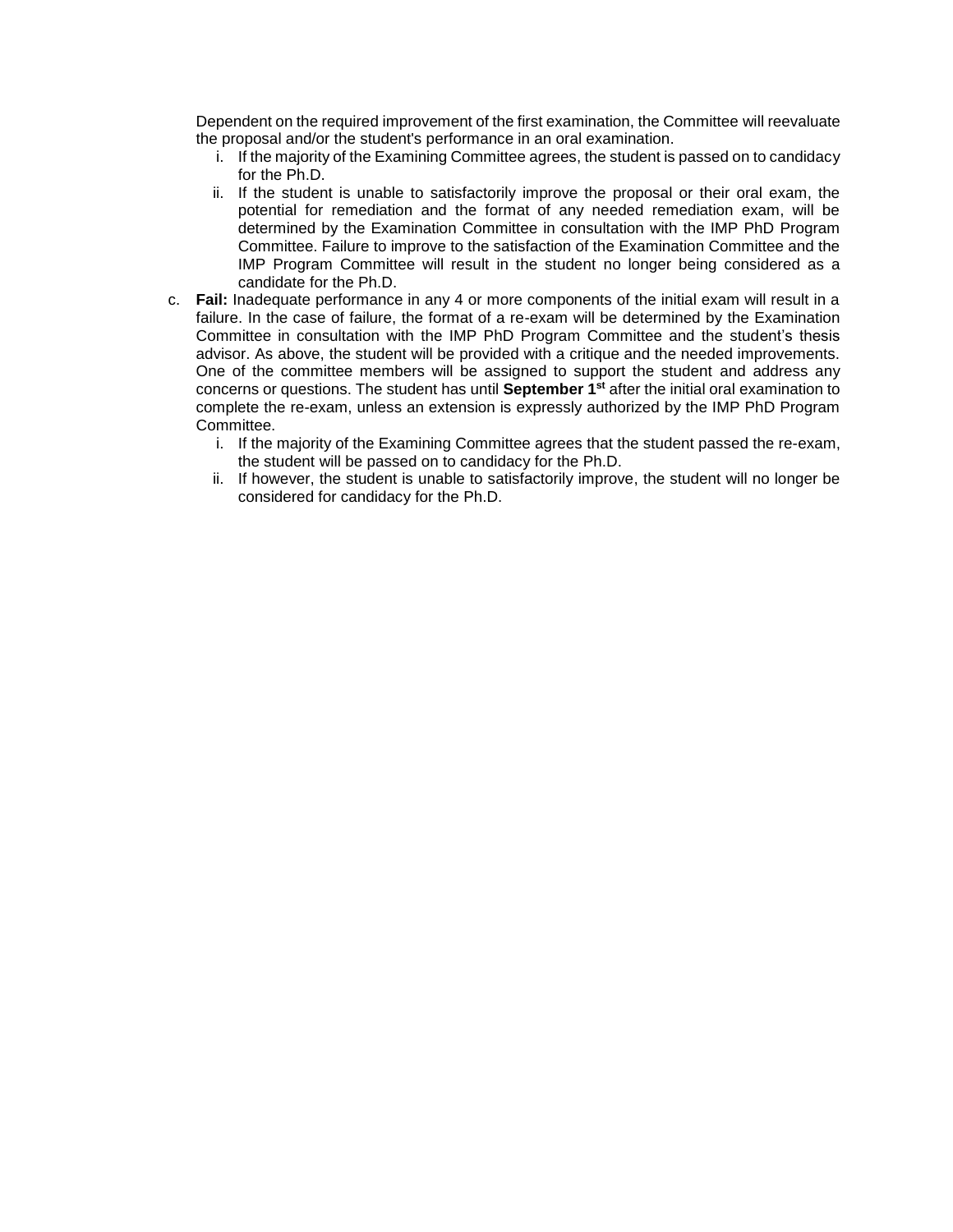Dependent on the required improvement of the first examination, the Committee will reevaluate the proposal and/or the student's performance in an oral examination.

   i. If the majority of the Examining Committee agrees, the student is passed on to candidacy for the Ph.D.
   ii. If the student is unable to satisfactorily improve the proposal or their oral exam, the potential for remediation and the format of any needed remediation exam, will be determined by the Examination Committee in consultation with the IMP PhD Program Committee. Failure to improve to the satisfaction of the Examination Committee and the IMP Program Committee will result in the student no longer being considered as a candidate for the Ph.D.

c. **Fail:** Inadequate performance in any 4 or more components of the initial exam will result in a failure. In the case of failure, the format of a re-exam will be determined by the Examination Committee in consultation with the IMP PhD Program Committee and the student's thesis advisor. As above, the student will be provided with a critique and the needed improvements. One of the committee members will be assigned to support the student and address any concerns or questions. The student has until **September 1st** after the initial oral examination to complete the re-exam, unless an extension is expressly authorized by the IMP PhD Program Committee.

   i. If the majority of the Examining Committee agrees that the student passed the re-exam, the student will be passed on to candidacy for the Ph.D.
   ii. If however, the student is unable to satisfactorily improve, the student will no longer be considered for candidacy for the Ph.D.